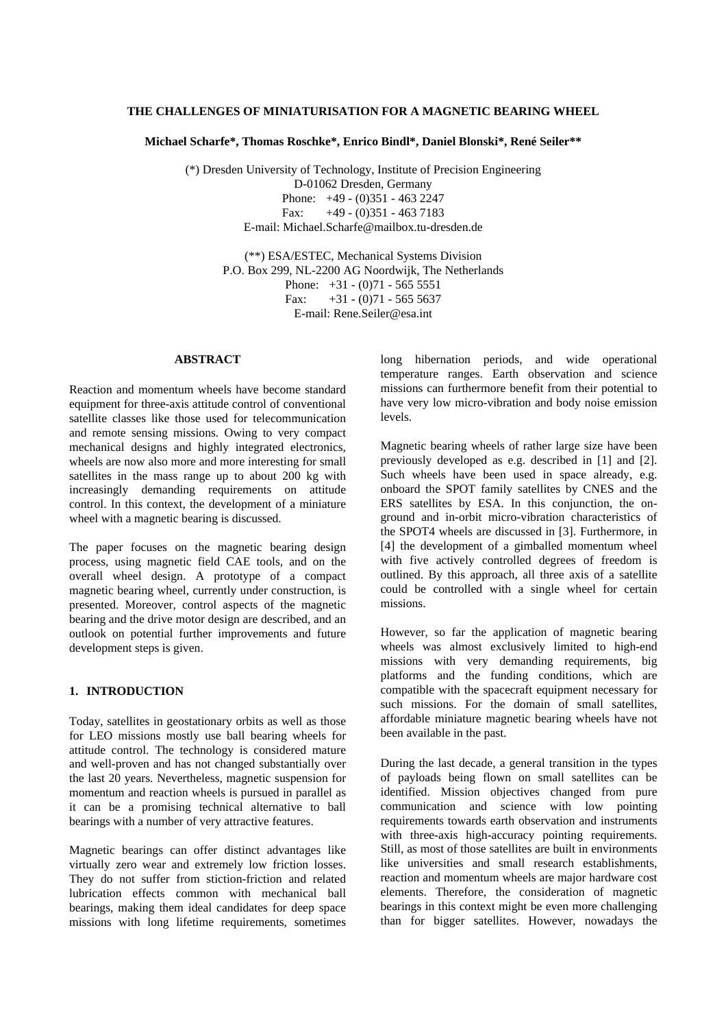# THE CHALLENGES OF MINIATURISATION FOR A MAGNETIC BEARING WHEEL

**Michael Scharfe\*, Thomas Roschke\*, Enrico Bindl\*, Daniel Blonski\*, René Seiler\*\***

(\*) Dresden University of Technology, Institute of Precision Engineering
D-01062 Dresden, Germany
Phone: +49 - (0)351 - 463 2247
Fax: +49 - (0)351 - 463 7183
E-mail: Michael.Scharfe@mailbox.tu-dresden.de

(\*\*) ESA/ESTEC, Mechanical Systems Division
P.O. Box 299, NL-2200 AG Noordwijk, The Netherlands
Phone: +31 - (0)71 - 565 5551
Fax: +31 - (0)71 - 565 5637
E-mail: Rene.Seiler@esa.int

## ABSTRACT

Reaction and momentum wheels have become standard equipment for three-axis attitude control of conventional satellite classes like those used for telecommunication and remote sensing missions. Owing to very compact mechanical designs and highly integrated electronics, wheels are now also more and more interesting for small satellites in the mass range up to about 200 kg with increasingly demanding requirements on attitude control. In this context, the development of a miniature wheel with a magnetic bearing is discussed.

The paper focuses on the magnetic bearing design process, using magnetic field CAE tools, and on the overall wheel design. A prototype of a compact magnetic bearing wheel, currently under construction, is presented. Moreover, control aspects of the magnetic bearing and the drive motor design are described, and an outlook on potential further improvements and future development steps is given.

## 1. INTRODUCTION

Today, satellites in geostationary orbits as well as those for LEO missions mostly use ball bearing wheels for attitude control. The technology is considered mature and well-proven and has not changed substantially over the last 20 years. Nevertheless, magnetic suspension for momentum and reaction wheels is pursued in parallel as it can be a promising technical alternative to ball bearings with a number of very attractive features.

Magnetic bearings can offer distinct advantages like virtually zero wear and extremely low friction losses. They do not suffer from stiction-friction and related lubrication effects common with mechanical ball bearings, making them ideal candidates for deep space missions with long lifetime requirements, sometimes long hibernation periods, and wide operational temperature ranges. Earth observation and science missions can furthermore benefit from their potential to have very low micro-vibration and body noise emission levels.

Magnetic bearing wheels of rather large size have been previously developed as e.g. described in [1] and [2]. Such wheels have been used in space already, e.g. onboard the SPOT family satellites by CNES and the ERS satellites by ESA. In this conjunction, the on-ground and in-orbit micro-vibration characteristics of the SPOT4 wheels are discussed in [3]. Furthermore, in [4] the development of a gimballed momentum wheel with five actively controlled degrees of freedom is outlined. By this approach, all three axis of a satellite could be controlled with a single wheel for certain missions.

However, so far the application of magnetic bearing wheels was almost exclusively limited to high-end missions with very demanding requirements, big platforms and the funding conditions, which are compatible with the spacecraft equipment necessary for such missions. For the domain of small satellites, affordable miniature magnetic bearing wheels have not been available in the past.

During the last decade, a general transition in the types of payloads being flown on small satellites can be identified. Mission objectives changed from pure communication and science with low pointing requirements towards earth observation and instruments with three-axis high-accuracy pointing requirements. Still, as most of those satellites are built in environments like universities and small research establishments, reaction and momentum wheels are major hardware cost elements. Therefore, the consideration of magnetic bearings in this context might be even more challenging than for bigger satellites. However, nowadays the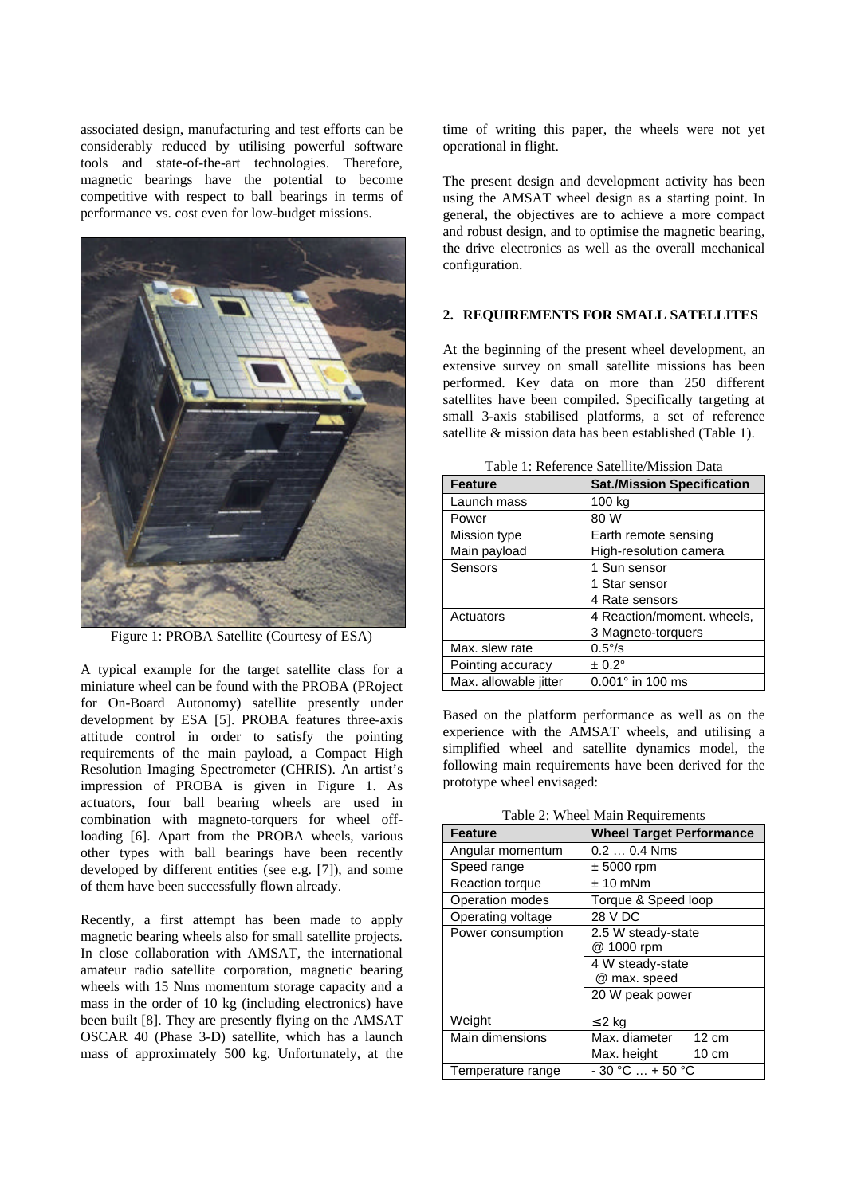associated design, manufacturing and test efforts can be considerably reduced by utilising powerful software tools and state-of-the-art technologies. Therefore, magnetic bearings have the potential to become competitive with respect to ball bearings in terms of performance vs. cost even for low-budget missions.

Figure 1: PROBA Satellite (Courtesy of ESA)

A typical example for the target satellite class for a miniature wheel can be found with the PROBA (PRoject for On-Board Autonomy) satellite presently under development by ESA [5]. PROBA features three-axis attitude control in order to satisfy the pointing requirements of the main payload, a Compact High Resolution Imaging Spectrometer (CHRIS). An artist's impression of PROBA is given in Figure 1. As actuators, four ball bearing wheels are used in combination with magneto-torquers for wheel off-loading [6]. Apart from the PROBA wheels, various other types with ball bearings have been recently developed by different entities (see e.g. [7]), and some of them have been successfully flown already.

Recently, a first attempt has been made to apply magnetic bearing wheels also for small satellite projects. In close collaboration with AMSAT, the international amateur radio satellite corporation, magnetic bearing wheels with 15 Nms momentum storage capacity and a mass in the order of 10 kg (including electronics) have been built [8]. They are presently flying on the AMSAT OSCAR 40 (Phase 3-D) satellite, which has a launch mass of approximately 500 kg. Unfortunately, at the time of writing this paper, the wheels were not yet operational in flight.

The present design and development activity has been using the AMSAT wheel design as a starting point. In general, the objectives are to achieve a more compact and robust design, and to optimise the magnetic bearing, the drive electronics as well as the overall mechanical configuration.

## 2. REQUIREMENTS FOR SMALL SATELLITES

At the beginning of the present wheel development, an extensive survey on small satellite missions has been performed. Key data on more than 250 different satellites have been compiled. Specifically targeting at small 3-axis stabilised platforms, a set of reference satellite & mission data has been established (Table 1).

Table 1: Reference Satellite/Mission Data

| Feature | Sat./Mission Specification |
|---|---|
| Launch mass | 100 kg |
| Power | 80 W |
| Mission type | Earth remote sensing |
| Main payload | High-resolution camera |
| Sensors | 1 Sun sensor<br>1 Star sensor<br>4 Rate sensors |
| Actuators | 4 Reaction/moment. wheels,<br>3 Magneto-torquers |
| Max. slew rate | 0.5°/s |
| Pointing accuracy | ± 0.2° |
| Max. allowable jitter | 0.001° in 100 ms |

Based on the platform performance as well as on the experience with the AMSAT wheels, and utilising a simplified wheel and satellite dynamics model, the following main requirements have been derived for the prototype wheel envisaged:

Table 2: Wheel Main Requirements

| Feature | Wheel Target Performance |
|---|---|
| Angular momentum | 0.2 … 0.4 Nms |
| Speed range | ± 5000 rpm |
| Reaction torque | ± 10 mNm |
| Operation modes | Torque & Speed loop |
| Operating voltage | 28 V DC |
| Power consumption | 2.5 W steady-state @ 1000 rpm |
| | 4 W steady-state @ max. speed |
| | 20 W peak power |
| Weight | ≤ 2 kg |
| Main dimensions | Max. diameter 12 cm<br>Max. height 10 cm |
| Temperature range | - 30 °C … + 50 °C |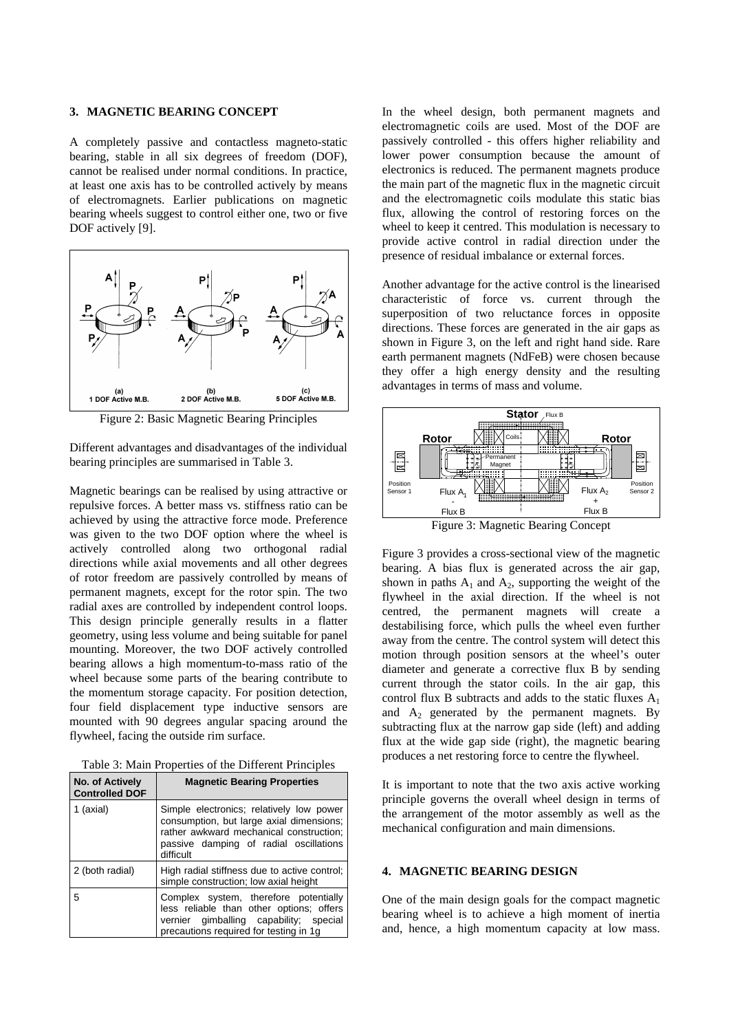## 3. MAGNETIC BEARING CONCEPT

A completely passive and contactless magneto-static bearing, stable in all six degrees of freedom (DOF), cannot be realised under normal conditions. In practice, at least one axis has to be controlled actively by means of electromagnets. Earlier publications on magnetic bearing wheels suggest to control either one, two or five DOF actively [9].

Figure 2: Basic Magnetic Bearing Principles

Different advantages and disadvantages of the individual bearing principles are summarised in Table 3.

Magnetic bearings can be realised by using attractive or repulsive forces. A better mass vs. stiffness ratio can be achieved by using the attractive force mode. Preference was given to the two DOF option where the wheel is actively controlled along two orthogonal radial directions while axial movements and all other degrees of rotor freedom are passively controlled by means of permanent magnets, except for the rotor spin. The two radial axes are controlled by independent control loops. This design principle generally results in a flatter geometry, using less volume and being suitable for panel mounting. Moreover, the two DOF actively controlled bearing allows a high momentum-to-mass ratio of the wheel because some parts of the bearing contribute to the momentum storage capacity. For position detection, four field displacement type inductive sensors are mounted with 90 degrees angular spacing around the flywheel, facing the outside rim surface.

Table 3: Main Properties of the Different Principles

| No. of Actively Controlled DOF | Magnetic Bearing Properties |
|---|---|
| 1 (axial) | Simple electronics; relatively low power consumption, but large axial dimensions; rather awkward mechanical construction; passive damping of radial oscillations difficult |
| 2 (both radial) | High radial stiffness due to active control; simple construction; low axial height |
| 5 | Complex system, therefore potentially less reliable than other options; offers vernier gimballing capability; special precautions required for testing in 1g |

In the wheel design, both permanent magnets and electromagnetic coils are used. Most of the DOF are passively controlled - this offers higher reliability and lower power consumption because the amount of electronics is reduced. The permanent magnets produce the main part of the magnetic flux in the magnetic circuit and the electromagnetic coils modulate this static bias flux, allowing the control of restoring forces on the wheel to keep it centred. This modulation is necessary to provide active control in radial direction under the presence of residual imbalance or external forces.

Another advantage for the active control is the linearised characteristic of force vs. current through the superposition of two reluctance forces in opposite directions. These forces are generated in the air gaps as shown in Figure 3, on the left and right hand side. Rare earth permanent magnets (NdFeB) were chosen because they offer a high energy density and the resulting advantages in terms of mass and volume.

Figure 3: Magnetic Bearing Concept

Figure 3 provides a cross-sectional view of the magnetic bearing. A bias flux is generated across the air gap, shown in paths $A_1$ and $A_2$, supporting the weight of the flywheel in the axial direction. If the wheel is not centred, the permanent magnets will create a destabilising force, which pulls the wheel even further away from the centre. The control system will detect this motion through position sensors at the wheel's outer diameter and generate a corrective flux B by sending current through the stator coils. In the air gap, this control flux B subtracts and adds to the static fluxes $A_1$ and $A_2$ generated by the permanent magnets. By subtracting flux at the narrow gap side (left) and adding flux at the wide gap side (right), the magnetic bearing produces a net restoring force to centre the flywheel.

It is important to note that the two axis active working principle governs the overall wheel design in terms of the arrangement of the motor assembly as well as the mechanical configuration and main dimensions.

## 4. MAGNETIC BEARING DESIGN

One of the main design goals for the compact magnetic bearing wheel is to achieve a high moment of inertia and, hence, a high momentum capacity at low mass.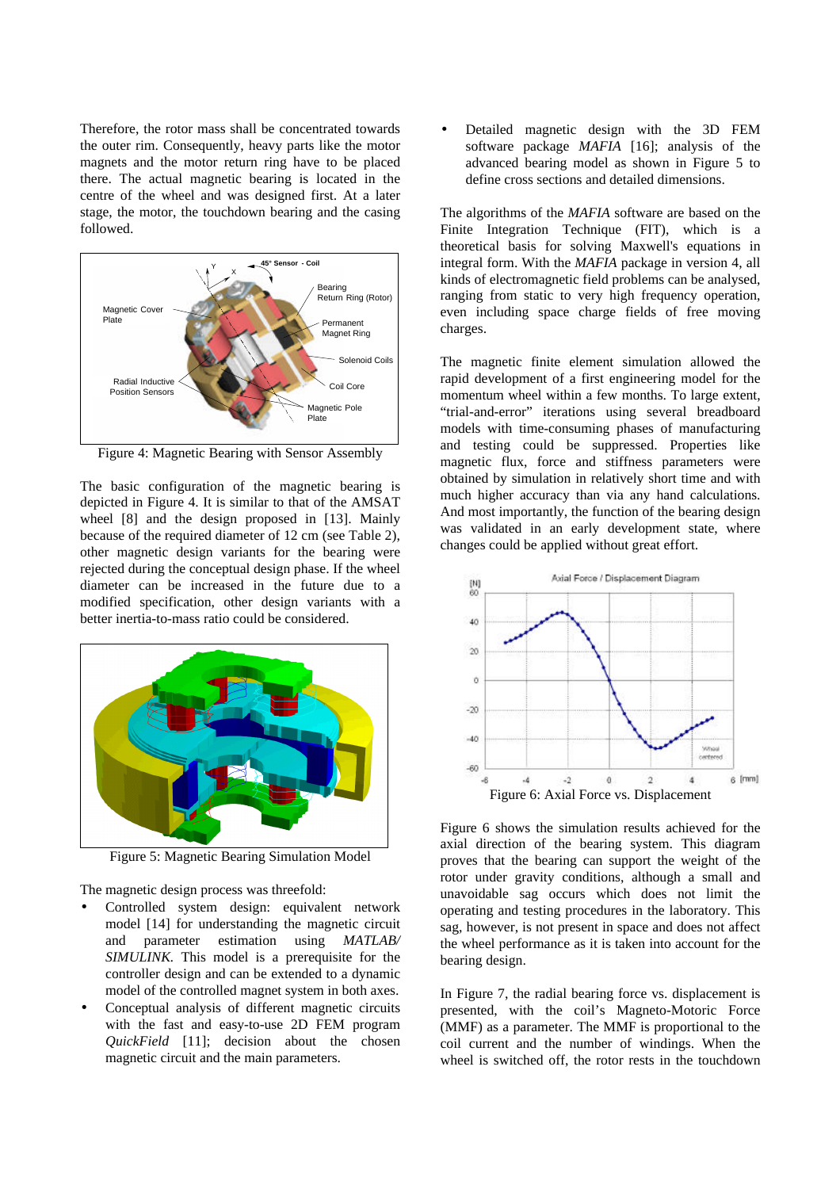Therefore, the rotor mass shall be concentrated towards the outer rim. Consequently, heavy parts like the motor magnets and the motor return ring have to be placed there. The actual magnetic bearing is located in the centre of the wheel and was designed first. At a later stage, the motor, the touchdown bearing and the casing followed.

Figure 4: Magnetic Bearing with Sensor Assembly

The basic configuration of the magnetic bearing is depicted in Figure 4. It is similar to that of the AMSAT wheel [8] and the design proposed in [13]. Mainly because of the required diameter of 12 cm (see Table 2), other magnetic design variants for the bearing were rejected during the conceptual design phase. If the wheel diameter can be increased in the future due to a modified specification, other design variants with a better inertia-to-mass ratio could be considered.

Figure 5: Magnetic Bearing Simulation Model

The magnetic design process was threefold:

- Controlled system design: equivalent network model [14] for understanding the magnetic circuit and parameter estimation using *MATLAB/ SIMULINK*. This model is a prerequisite for the controller design and can be extended to a dynamic model of the controlled magnet system in both axes.
- Conceptual analysis of different magnetic circuits with the fast and easy-to-use 2D FEM program *QuickField* [11]; decision about the chosen magnetic circuit and the main parameters.
- Detailed magnetic design with the 3D FEM software package *MAFIA* [16]; analysis of the advanced bearing model as shown in Figure 5 to define cross sections and detailed dimensions.

The algorithms of the *MAFIA* software are based on the Finite Integration Technique (FIT), which is a theoretical basis for solving Maxwell's equations in integral form. With the *MAFIA* package in version 4, all kinds of electromagnetic field problems can be analysed, ranging from static to very high frequency operation, even including space charge fields of free moving charges.

The magnetic finite element simulation allowed the rapid development of a first engineering model for the momentum wheel within a few months. To large extent, “trial-and-error” iterations using several breadboard models with time-consuming phases of manufacturing and testing could be suppressed. Properties like magnetic flux, force and stiffness parameters were obtained by simulation in relatively short time and with much higher accuracy than via any hand calculations. And most importantly, the function of the bearing design was validated in an early development state, where changes could be applied without great effort.

Figure 6: Axial Force vs. Displacement

Figure 6 shows the simulation results achieved for the axial direction of the bearing system. This diagram proves that the bearing can support the weight of the rotor under gravity conditions, although a small and unavoidable sag occurs which does not limit the operating and testing procedures in the laboratory. This sag, however, is not present in space and does not affect the wheel performance as it is taken into account for the bearing design.

In Figure 7, the radial bearing force vs. displacement is presented, with the coil’s Magneto-Motoric Force (MMF) as a parameter. The MMF is proportional to the coil current and the number of windings. When the wheel is switched off, the rotor rests in the touchdown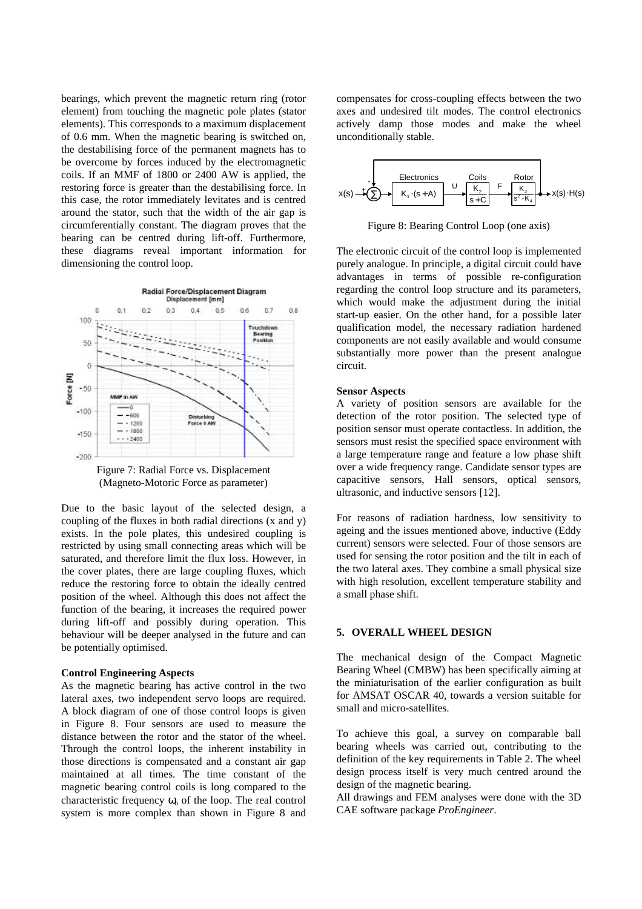bearings, which prevent the magnetic return ring (rotor element) from touching the magnetic pole plates (stator elements). This corresponds to a maximum displacement of 0.6 mm. When the magnetic bearing is switched on, the destabilising force of the permanent magnets has to be overcome by forces induced by the electromagnetic coils. If an MMF of 1800 or 2400 AW is applied, the restoring force is greater than the destabilising force. In this case, the rotor immediately levitates and is centred around the stator, such that the width of the air gap is circumferentially constant. The diagram proves that the bearing can be centred during lift-off. Furthermore, these diagrams reveal important information for dimensioning the control loop.

Figure 7: Radial Force vs. Displacement (Magneto-Motoric Force as parameter)

Due to the basic layout of the selected design, a coupling of the fluxes in both radial directions (x and y) exists. In the pole plates, this undesired coupling is restricted by using small connecting areas which will be saturated, and therefore limit the flux loss. However, in the cover plates, there are large coupling fluxes, which reduce the restoring force to obtain the ideally centred position of the wheel. Although this does not affect the function of the bearing, it increases the required power during lift-off and possibly during operation. This behaviour will be deeper analysed in the future and can be potentially optimised.

**Control Engineering Aspects**

As the magnetic bearing has active control in the two lateral axes, two independent servo loops are required. A block diagram of one of those control loops is given in Figure 8. Four sensors are used to measure the distance between the rotor and the stator of the wheel. Through the control loops, the inherent instability in those directions is compensated and a constant air gap maintained at all times. The time constant of the magnetic bearing control coils is long compared to the characteristic frequency $\omega_0$ of the loop. The real control system is more complex than shown in Figure 8 and compensates for cross-coupling effects between the two axes and undesired tilt modes. The control electronics actively damp those modes and make the wheel unconditionally stable.

Figure 8: Bearing Control Loop (one axis)

The electronic circuit of the control loop is implemented purely analogue. In principle, a digital circuit could have advantages in terms of possible re-configuration regarding the control loop structure and its parameters, which would make the adjustment during the initial start-up easier. On the other hand, for a possible later qualification model, the necessary radiation hardened components are not easily available and would consume substantially more power than the present analogue circuit.

**Sensor Aspects**

A variety of position sensors are available for the detection of the rotor position. The selected type of position sensor must operate contactless. In addition, the sensors must resist the specified space environment with a large temperature range and feature a low phase shift over a wide frequency range. Candidate sensor types are capacitive sensors, Hall sensors, optical sensors, ultrasonic, and inductive sensors [12].

For reasons of radiation hardness, low sensitivity to ageing and the issues mentioned above, inductive (Eddy current) sensors were selected. Four of those sensors are used for sensing the rotor position and the tilt in each of the two lateral axes. They combine a small physical size with high resolution, excellent temperature stability and a small phase shift.

## 5. OVERALL WHEEL DESIGN

The mechanical design of the Compact Magnetic Bearing Wheel (CMBW) has been specifically aiming at the miniaturisation of the earlier configuration as built for AMSAT OSCAR 40, towards a version suitable for small and micro-satellites.

To achieve this goal, a survey on comparable ball bearing wheels was carried out, contributing to the definition of the key requirements in Table 2. The wheel design process itself is very much centred around the design of the magnetic bearing.

All drawings and FEM analyses were done with the 3D CAE software package *ProEngineer*.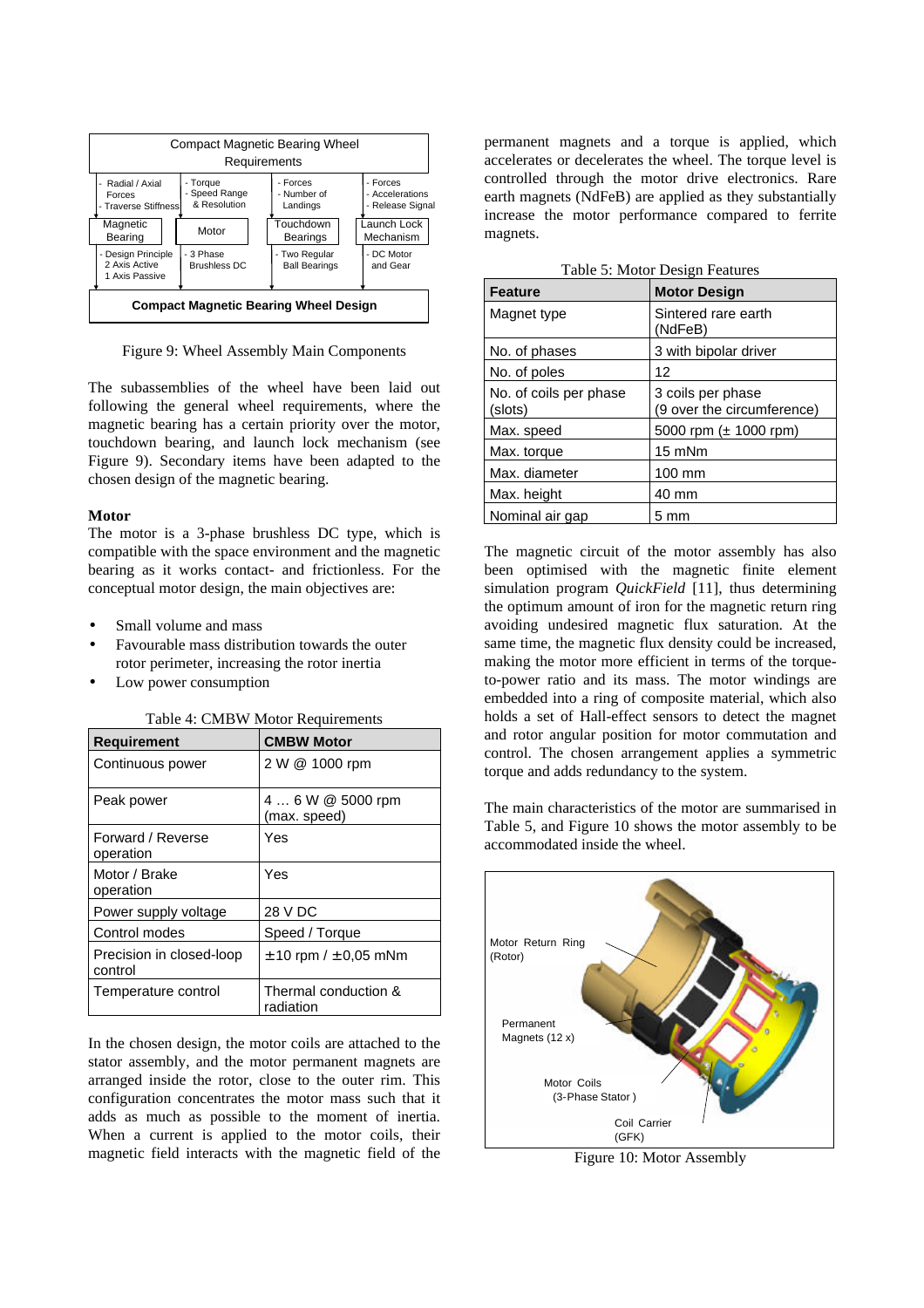Figure 9: Wheel Assembly Main Components

The subassemblies of the wheel have been laid out following the general wheel requirements, where the magnetic bearing has a certain priority over the motor, touchdown bearing, and launch lock mechanism (see Figure 9). Secondary items have been adapted to the chosen design of the magnetic bearing.

**Motor**

The motor is a 3-phase brushless DC type, which is compatible with the space environment and the magnetic bearing as it works contact- and frictionless. For the conceptual motor design, the main objectives are:

- Small volume and mass
- Favourable mass distribution towards the outer rotor perimeter, increasing the rotor inertia
- Low power consumption

Table 4: CMBW Motor Requirements

| Requirement | CMBW Motor |
|---|---|
| Continuous power | 2 W @ 1000 rpm |
| Peak power | 4 … 6 W @ 5000 rpm (max. speed) |
| Forward / Reverse operation | Yes |
| Motor / Brake operation | Yes |
| Power supply voltage | 28 V DC |
| Control modes | Speed / Torque |
| Precision in closed-loop control | ±10 rpm / ±0,05 mNm |
| Temperature control | Thermal conduction & radiation |

In the chosen design, the motor coils are attached to the stator assembly, and the motor permanent magnets are arranged inside the rotor, close to the outer rim. This configuration concentrates the motor mass such that it adds as much as possible to the moment of inertia. When a current is applied to the motor coils, their magnetic field interacts with the magnetic field of the permanent magnets and a torque is applied, which accelerates or decelerates the wheel. The torque level is controlled through the motor drive electronics. Rare earth magnets (NdFeB) are applied as they substantially increase the motor performance compared to ferrite magnets.

Table 5: Motor Design Features

| Feature | Motor Design |
|---|---|
| Magnet type | Sintered rare earth (NdFeB) |
| No. of phases | 3 with bipolar driver |
| No. of poles | 12 |
| No. of coils per phase (slots) | 3 coils per phase (9 over the circumference) |
| Max. speed | 5000 rpm (± 1000 rpm) |
| Max. torque | 15 mNm |
| Max. diameter | 100 mm |
| Max. height | 40 mm |
| Nominal air gap | 5 mm |

The magnetic circuit of the motor assembly has also been optimised with the magnetic finite element simulation program *QuickField* [11], thus determining the optimum amount of iron for the magnetic return ring avoiding undesired magnetic flux saturation. At the same time, the magnetic flux density could be increased, making the motor more efficient in terms of the torque-to-power ratio and its mass. The motor windings are embedded into a ring of composite material, which also holds a set of Hall-effect sensors to detect the magnet and rotor angular position for motor commutation and control. The chosen arrangement applies a symmetric torque and adds redundancy to the system.

The main characteristics of the motor are summarised in Table 5, and Figure 10 shows the motor assembly to be accommodated inside the wheel.

Figure 10: Motor Assembly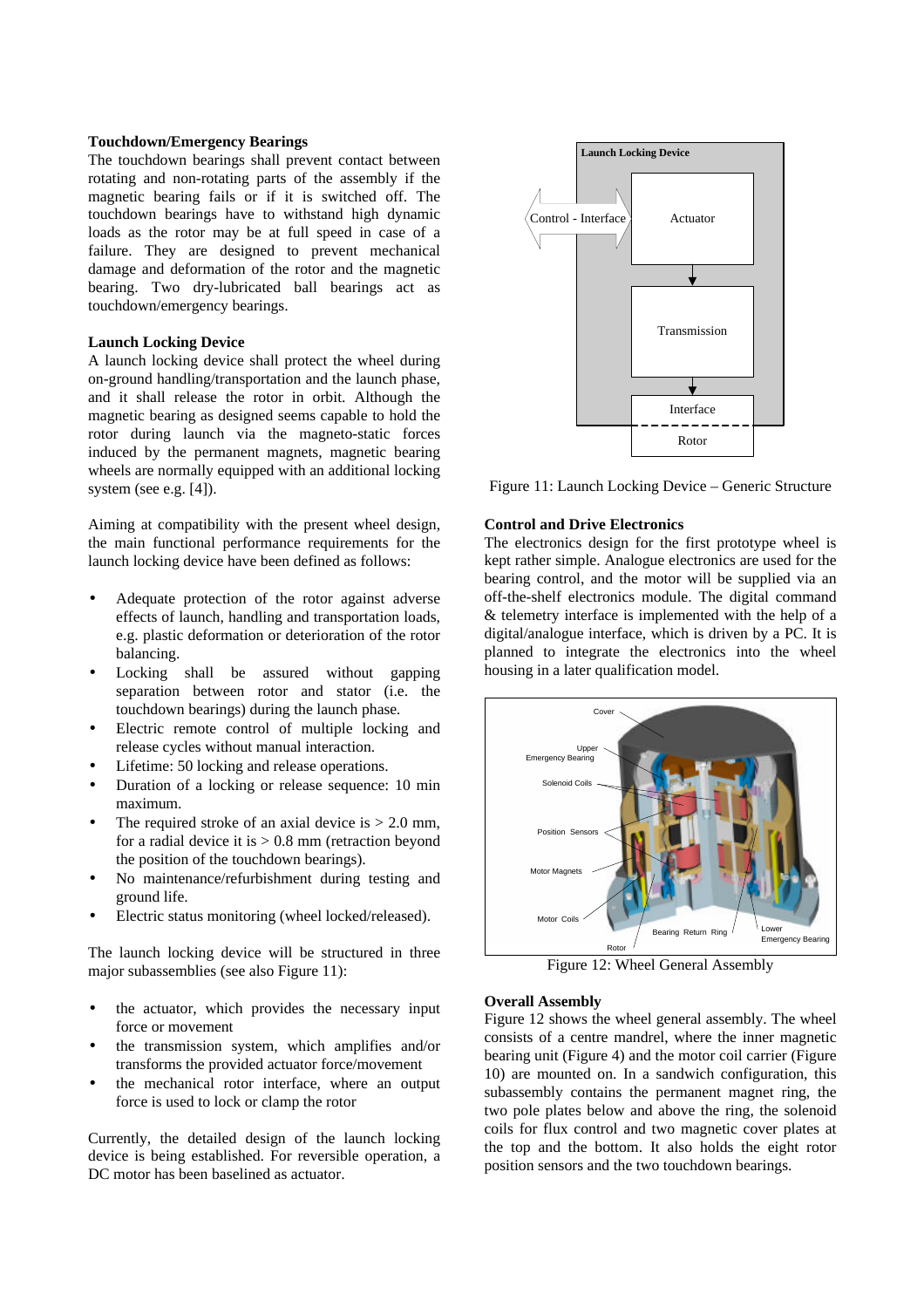### Touchdown/Emergency Bearings

The touchdown bearings shall prevent contact between rotating and non-rotating parts of the assembly if the magnetic bearing fails or if it is switched off. The touchdown bearings have to withstand high dynamic loads as the rotor may be at full speed in case of a failure. They are designed to prevent mechanical damage and deformation of the rotor and the magnetic bearing. Two dry-lubricated ball bearings act as touchdown/emergency bearings.

### Launch Locking Device

A launch locking device shall protect the wheel during on-ground handling/transportation and the launch phase, and it shall release the rotor in orbit. Although the magnetic bearing as designed seems capable to hold the rotor during launch via the magneto-static forces induced by the permanent magnets, magnetic bearing wheels are normally equipped with an additional locking system (see e.g. [4]).

Aiming at compatibility with the present wheel design, the main functional performance requirements for the launch locking device have been defined as follows:

- Adequate protection of the rotor against adverse effects of launch, handling and transportation loads, e.g. plastic deformation or deterioration of the rotor balancing.
- Locking shall be assured without gapping separation between rotor and stator (i.e. the touchdown bearings) during the launch phase.
- Electric remote control of multiple locking and release cycles without manual interaction.
- Lifetime: 50 locking and release operations.
- Duration of a locking or release sequence: 10 min maximum.
- The required stroke of an axial device is > 2.0 mm, for a radial device it is > 0.8 mm (retraction beyond the position of the touchdown bearings).
- No maintenance/refurbishment during testing and ground life.
- Electric status monitoring (wheel locked/released).

The launch locking device will be structured in three major subassemblies (see also Figure 11):

- the actuator, which provides the necessary input force or movement
- the transmission system, which amplifies and/or transforms the provided actuator force/movement
- the mechanical rotor interface, where an output force is used to lock or clamp the rotor

Currently, the detailed design of the launch locking device is being established. For reversible operation, a DC motor has been baselined as actuator.

Figure 11: Launch Locking Device – Generic Structure

### Control and Drive Electronics

The electronics design for the first prototype wheel is kept rather simple. Analogue electronics are used for the bearing control, and the motor will be supplied via an off-the-shelf electronics module. The digital command & telemetry interface is implemented with the help of a digital/analogue interface, which is driven by a PC. It is planned to integrate the electronics into the wheel housing in a later qualification model.

Figure 12: Wheel General Assembly

### Overall Assembly

Figure 12 shows the wheel general assembly. The wheel consists of a centre mandrel, where the inner magnetic bearing unit (Figure 4) and the motor coil carrier (Figure 10) are mounted on. In a sandwich configuration, this subassembly contains the permanent magnet ring, the two pole plates below and above the ring, the solenoid coils for flux control and two magnetic cover plates at the top and the bottom. It also holds the eight rotor position sensors and the two touchdown bearings.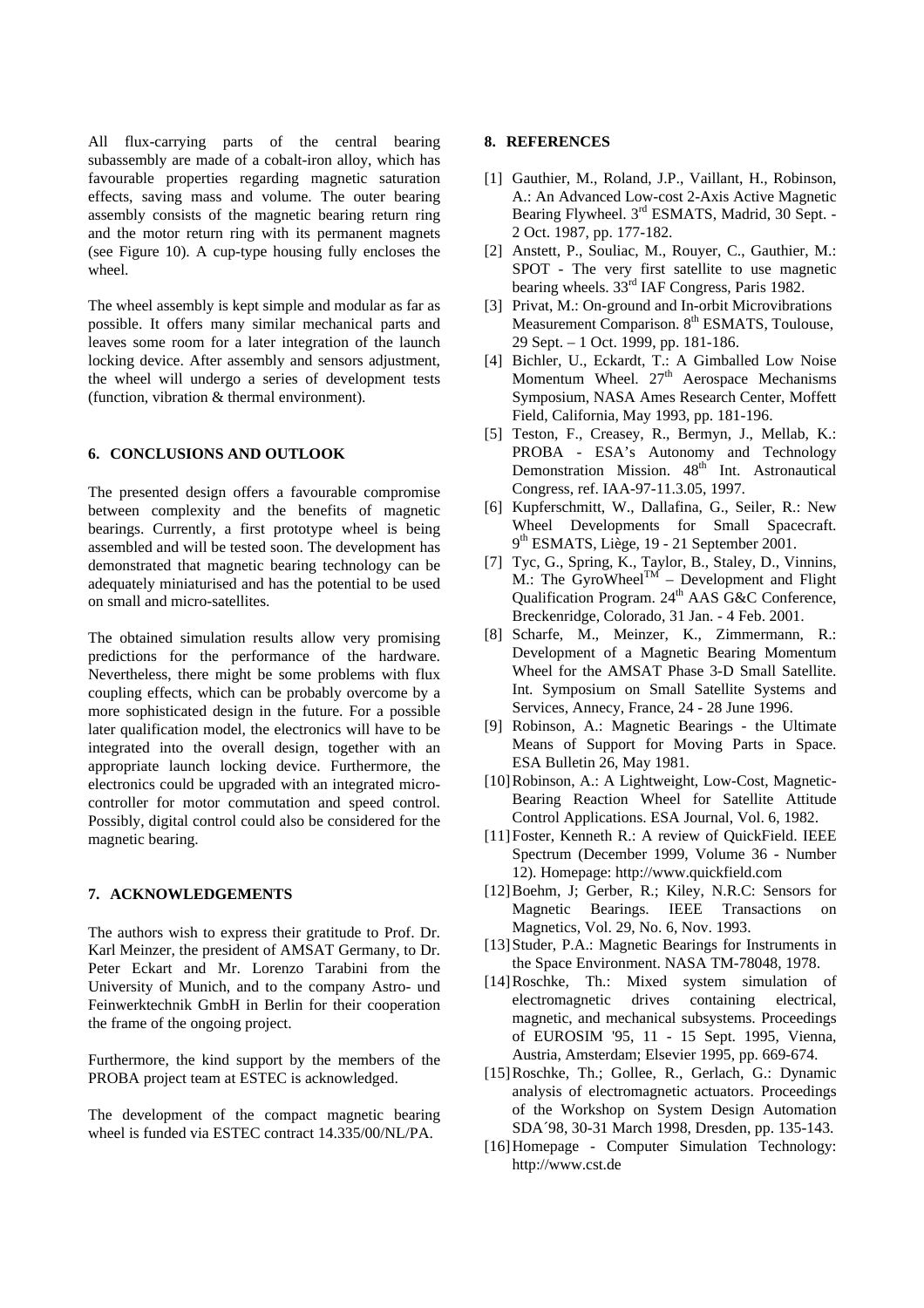All flux-carrying parts of the central bearing subassembly are made of a cobalt-iron alloy, which has favourable properties regarding magnetic saturation effects, saving mass and volume. The outer bearing assembly consists of the magnetic bearing return ring and the motor return ring with its permanent magnets (see Figure 10). A cup-type housing fully encloses the wheel.

The wheel assembly is kept simple and modular as far as possible. It offers many similar mechanical parts and leaves some room for a later integration of the launch locking device. After assembly and sensors adjustment, the wheel will undergo a series of development tests (function, vibration & thermal environment).

## 6. CONCLUSIONS AND OUTLOOK

The presented design offers a favourable compromise between complexity and the benefits of magnetic bearings. Currently, a first prototype wheel is being assembled and will be tested soon. The development has demonstrated that magnetic bearing technology can be adequately miniaturised and has the potential to be used on small and micro-satellites.

The obtained simulation results allow very promising predictions for the performance of the hardware. Nevertheless, there might be some problems with flux coupling effects, which can be probably overcome by a more sophisticated design in the future. For a possible later qualification model, the electronics will have to be integrated into the overall design, together with an appropriate launch locking device. Furthermore, the electronics could be upgraded with an integrated micro-controller for motor commutation and speed control. Possibly, digital control could also be considered for the magnetic bearing.

## 7. ACKNOWLEDGEMENTS

The authors wish to express their gratitude to Prof. Dr. Karl Meinzer, the president of AMSAT Germany, to Dr. Peter Eckart and Mr. Lorenzo Tarabini from the University of Munich, and to the company Astro- und Feinwerktechnik GmbH in Berlin for their cooperation the frame of the ongoing project.

Furthermore, the kind support by the members of the PROBA project team at ESTEC is acknowledged.

The development of the compact magnetic bearing wheel is funded via ESTEC contract 14.335/00/NL/PA.

## 8. REFERENCES

[1] Gauthier, M., Roland, J.P., Vaillant, H., Robinson, A.: An Advanced Low-cost 2-Axis Active Magnetic Bearing Flywheel. 3rd ESMATS, Madrid, 30 Sept. - 2 Oct. 1987, pp. 177-182.

[2] Anstett, P., Souliac, M., Rouyer, C., Gauthier, M.: SPOT - The very first satellite to use magnetic bearing wheels. 33rd IAF Congress, Paris 1982.

[3] Privat, M.: On-ground and In-orbit Microvibrations Measurement Comparison. 8th ESMATS, Toulouse, 29 Sept. – 1 Oct. 1999, pp. 181-186.

[4] Bichler, U., Eckardt, T.: A Gimballed Low Noise Momentum Wheel. 27th Aerospace Mechanisms Symposium, NASA Ames Research Center, Moffett Field, California, May 1993, pp. 181-196.

[5] Teston, F., Creasey, R., Bermyn, J., Mellab, K.: PROBA - ESA's Autonomy and Technology Demonstration Mission. 48th Int. Astronautical Congress, ref. IAA-97-11.3.05, 1997.

[6] Kupferschmitt, W., Dallafina, G., Seiler, R.: New Wheel Developments for Small Spacecraft. 9th ESMATS, Liège, 19 - 21 September 2001.

[7] Tyc, G., Spring, K., Taylor, B., Staley, D., Vinnins, M.: The GyroWheel™ – Development and Flight Qualification Program. 24th AAS G&C Conference, Breckenridge, Colorado, 31 Jan. - 4 Feb. 2001.

[8] Scharfe, M., Meinzer, K., Zimmermann, R.: Development of a Magnetic Bearing Momentum Wheel for the AMSAT Phase 3-D Small Satellite. Int. Symposium on Small Satellite Systems and Services, Annecy, France, 24 - 28 June 1996.

[9] Robinson, A.: Magnetic Bearings - the Ultimate Means of Support for Moving Parts in Space. ESA Bulletin 26, May 1981.

[10] Robinson, A.: A Lightweight, Low-Cost, Magnetic-Bearing Reaction Wheel for Satellite Attitude Control Applications. ESA Journal, Vol. 6, 1982.

[11] Foster, Kenneth R.: A review of QuickField. IEEE Spectrum (December 1999, Volume 36 - Number 12). Homepage: http://www.quickfield.com

[12] Boehm, J; Gerber, R.; Kiley, N.R.C: Sensors for Magnetic Bearings. IEEE Transactions on Magnetics, Vol. 29, No. 6, Nov. 1993.

[13] Studer, P.A.: Magnetic Bearings for Instruments in the Space Environment. NASA TM-78048, 1978.

[14] Roschke, Th.: Mixed system simulation of electromagnetic drives containing electrical, magnetic, and mechanical subsystems. Proceedings of EUROSIM '95, 11 - 15 Sept. 1995, Vienna, Austria, Amsterdam; Elsevier 1995, pp. 669-674.

[15] Roschke, Th.; Gollee, R., Gerlach, G.: Dynamic analysis of electromagnetic actuators. Proceedings of the Workshop on System Design Automation SDA´98, 30-31 March 1998, Dresden, pp. 135-143.

[16] Homepage - Computer Simulation Technology: http://www.cst.de